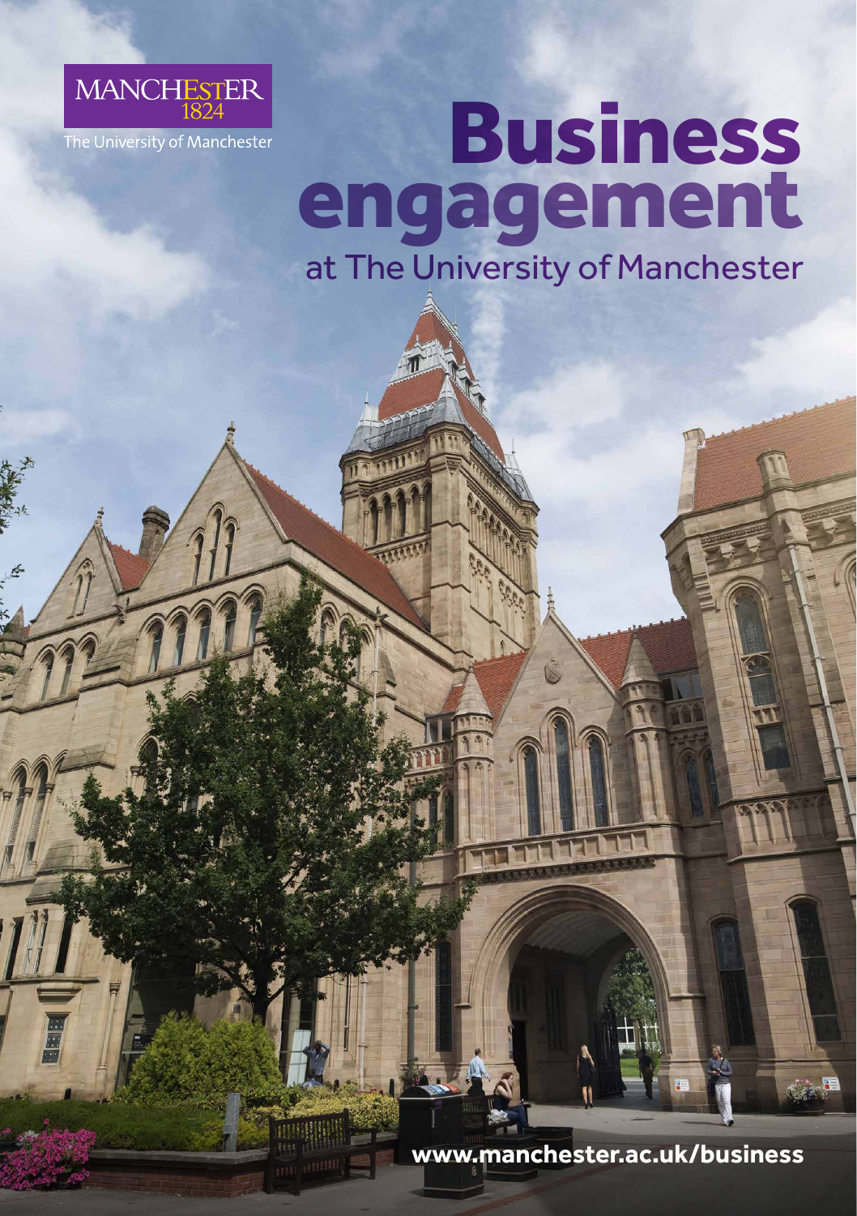MANCHESTER
1824

The University of Manchester

# Business engagement

## at The University of Manchester

www.manchester.ac.uk/business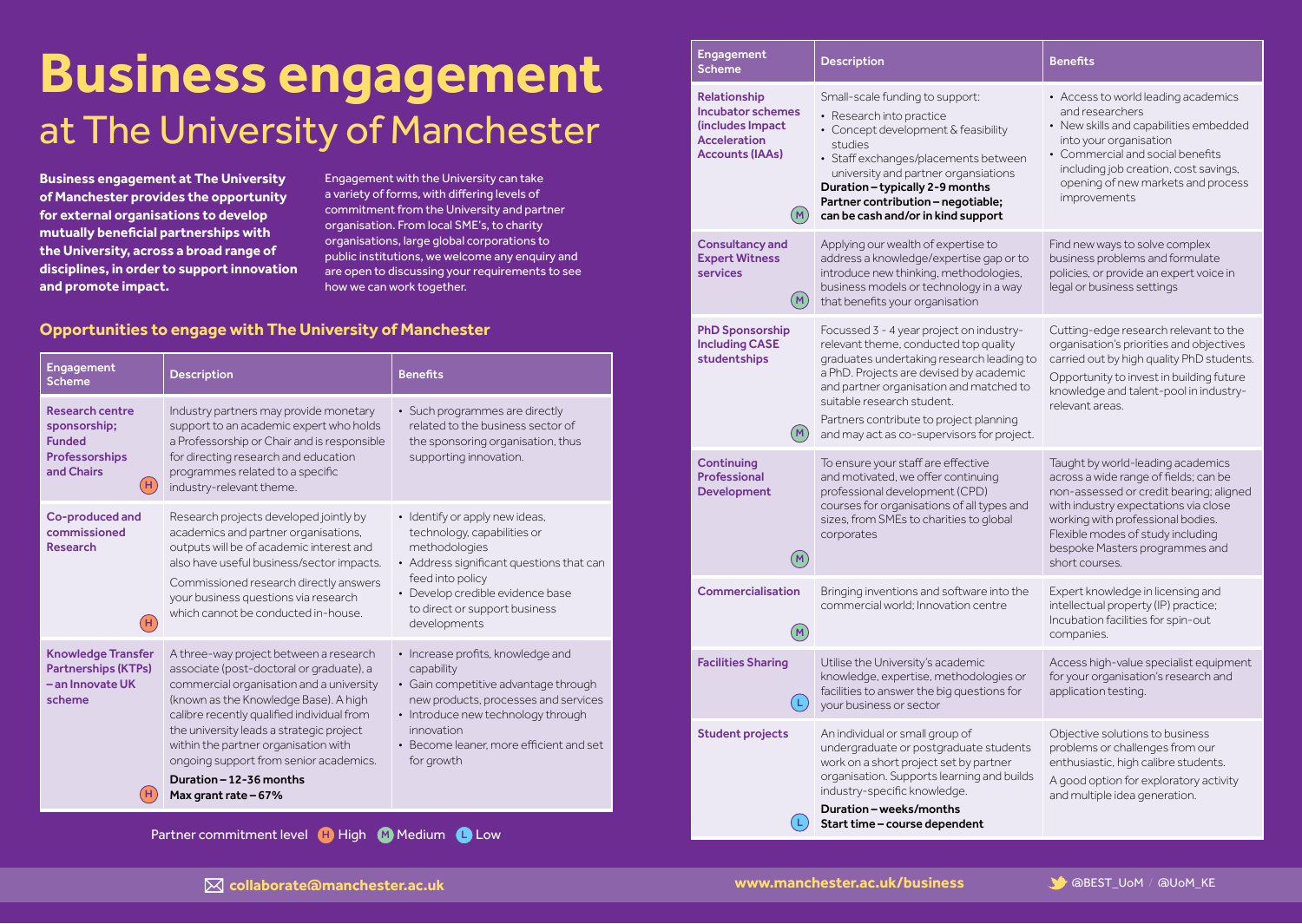# Business engagement

## at The University of Manchester

**Business engagement at The University of Manchester provides the opportunity for external organisations to develop mutually beneficial partnerships with the University, across a broad range of disciplines, in order to support innovation and promote impact.**

Engagement with the University can take a variety of forms, with differing levels of commitment from the University and partner organisation. From local SME's, to charity organisations, large global corporations to public institutions, we welcome any enquiry and are open to discussing your requirements to see how we can work together.

### Opportunities to engage with The University of Manchester

| Engagement Scheme | Description | Benefits |
|---|---|---|
| **Research centre sponsorship; Funded Professorships and Chairs** (H) | Industry partners may provide monetary support to an academic expert who holds a Professorship or Chair and is responsible for directing research and education programmes related to a specific industry-relevant theme. | • Such programmes are directly related to the business sector of the sponsoring organisation, thus supporting innovation. |
| **Co-produced and commissioned Research** (H) | Research projects developed jointly by academics and partner organisations, outputs will be of academic interest and also have useful business/sector impacts. Commissioned research directly answers your business questions via research which cannot be conducted in-house. | • Identify or apply new ideas, technology, capabilities or methodologies • Address significant questions that can feed into policy • Develop credible evidence base to direct or support business developments |
| **Knowledge Transfer Partnerships (KTPs) – an Innovate UK scheme** (H) | A three-way project between a research associate (post-doctoral or graduate), a commercial organisation and a university (known as the Knowledge Base). A high calibre recently qualified individual from the university leads a strategic project within the partner organisation with ongoing support from senior academics. **Duration – 12-36 months** **Max grant rate – 67%** | • Increase profits, knowledge and capability • Gain competitive advantage through new products, processes and services • Introduce new technology through innovation • Become leaner, more efficient and set for growth |
| **Relationship Incubator schemes (includes Impact Acceleration Accounts (IAAs)** (M) | Small-scale funding to support: • Research into practice • Concept development & feasibility studies • Staff exchanges/placements between university and partner organisations **Duration – typically 2-9 months** **Partner contribution – negotiable; can be cash and/or in kind support** | • Access to world leading academics and researchers • New skills and capabilities embedded into your organisation • Commercial and social benefits including job creation, cost savings, opening of new markets and process improvements |
| **Consultancy and Expert Witness services** (M) | Applying our wealth of expertise to address a knowledge/expertise gap or to introduce new thinking, methodologies, business models or technology in a way that benefits your organisation | Find new ways to solve complex business problems and formulate policies, or provide an expert voice in legal or business settings |
| **PhD Sponsorship Including CASE studentships** (M) | Focussed 3 - 4 year project on industry-relevant theme, conducted top quality graduates undertaking research leading to a PhD. Projects are devised by academic and partner organisation and matched to suitable research student. Partners contribute to project planning and may act as co-supervisors for project. | Cutting-edge research relevant to the organisation's priorities and objectives carried out by high quality PhD students. Opportunity to invest in building future knowledge and talent-pool in industry-relevant areas. |
| **Continuing Professional Development** (M) | To ensure your staff are effective and motivated, we offer continuing professional development (CPD) courses for organisations of all types and sizes, from SMEs to charities to global corporates | Taught by world-leading academics across a wide range of fields; can be non-assessed or credit bearing; aligned with industry expectations via close working with professional bodies. Flexible modes of study including bespoke Masters programmes and short courses. |
| **Commercialisation** (M) | Bringing inventions and software into the commercial world; Innovation centre | Expert knowledge in licensing and intellectual property (IP) practice; Incubation facilities for spin-out companies. |
| **Facilities Sharing** (L) | Utilise the University's academic knowledge, expertise, methodologies or facilities to answer the big questions for your business or sector | Access high-value specialist equipment for your organisation's research and application testing. |
| **Student projects** (L) | An individual or small group of undergraduate or postgraduate students work on a short project set by partner organisation. Supports learning and builds industry-specific knowledge. **Duration – weeks/months** **Start time – course dependent** | Objective solutions to business problems or challenges from our enthusiastic, high calibre students. A good option for exploratory activity and multiple idea generation. |

Partner commitment level (H) High (M) Medium (L) Low

**collaborate@manchester.ac.uk** **www.manchester.ac.uk/business** @BEST_UoM / @UoM_KE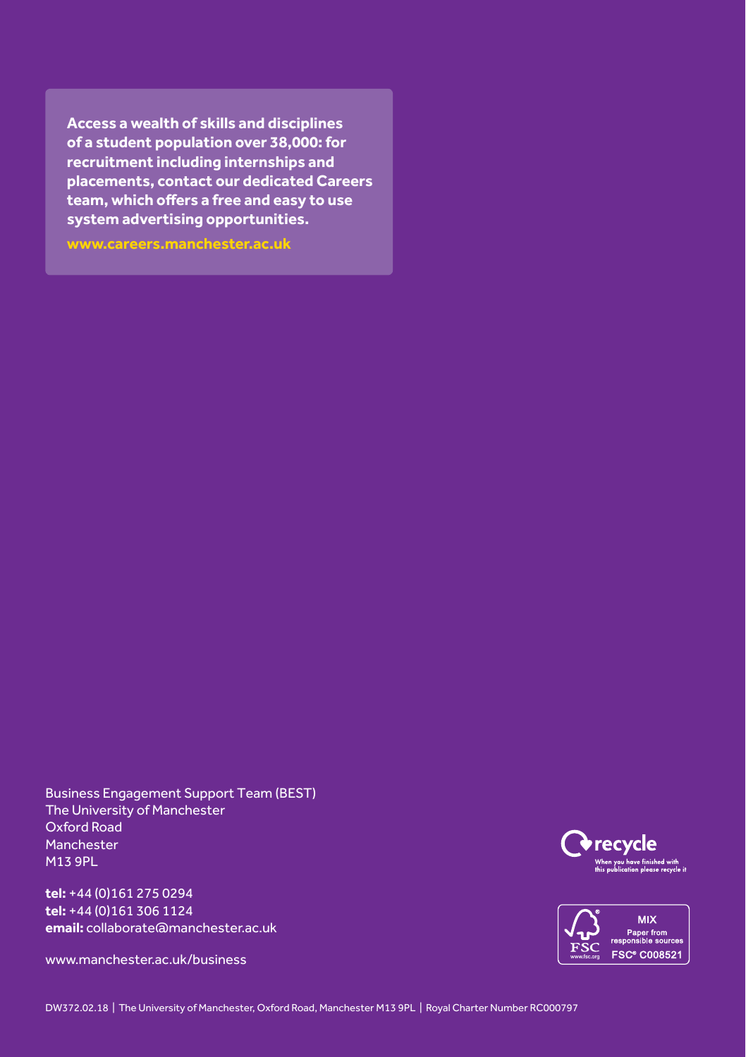**Access a wealth of skills and disciplines of a student population over 38,000: for recruitment including internships and placements, contact our dedicated Careers team, which offers a free and easy to use system advertising opportunities.**

**www.careers.manchester.ac.uk**

Business Engagement Support Team (BEST)
The University of Manchester
Oxford Road
Manchester
M13 9PL

**tel:** +44 (0)161 275 0294
**tel:** +44 (0)161 306 1124
**email:** collaborate@manchester.ac.uk

www.manchester.ac.uk/business

recycle
When you have finished with this publication please recycle it

MIX
Paper from responsible sources
FSC® C008521
FSC
www.fsc.org

DW372.02.18 | The University of Manchester, Oxford Road, Manchester M13 9PL | Royal Charter Number RC000797